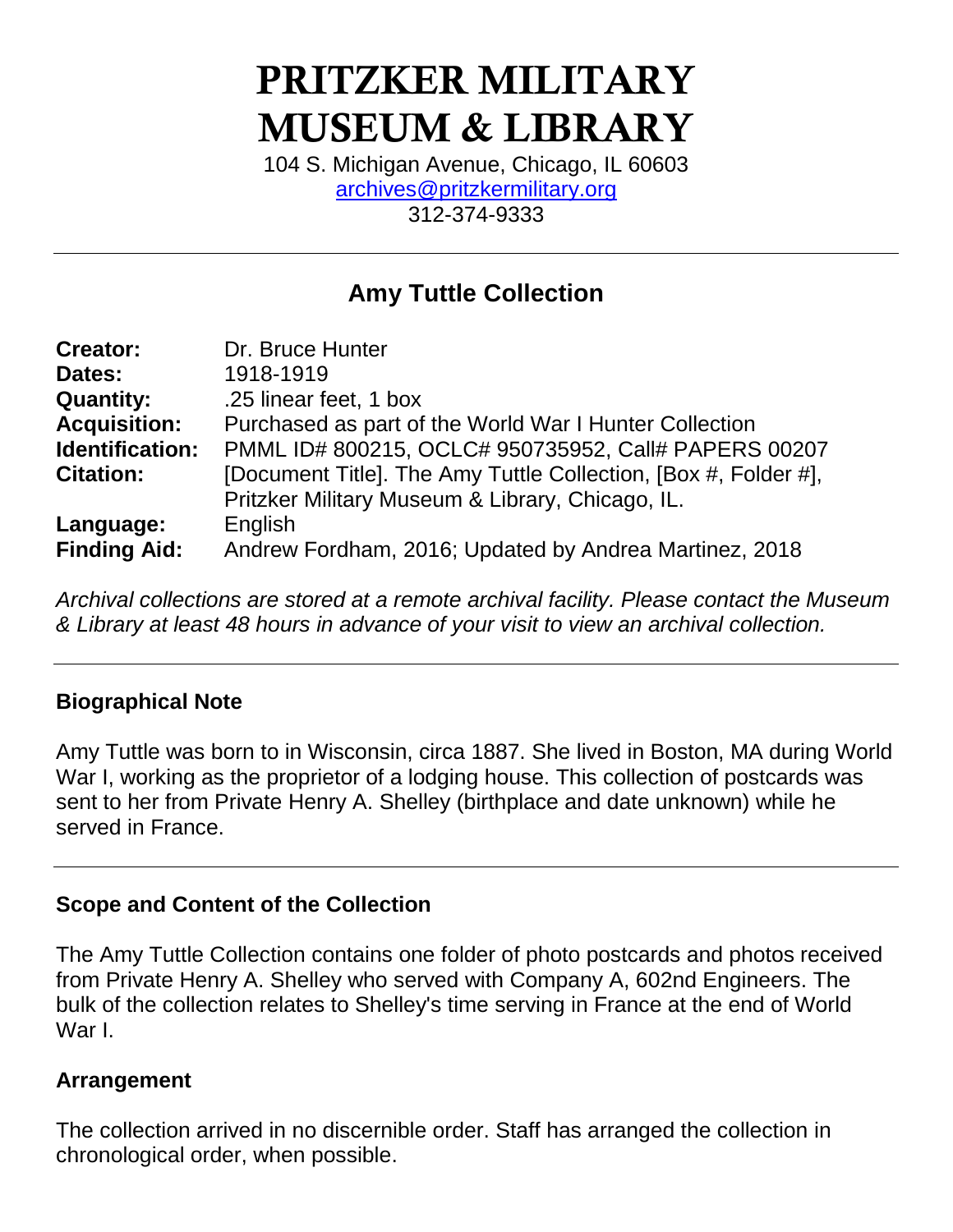# PRITZKER MILITARY MUSEUM & LIBRARY

104 S. Michigan Avenue, Chicago, IL 60603
archives@pritzkermilitary.org
312-374-9333

---

## Amy Tuttle Collection

| | |
|---|---|
| **Creator:** | Dr. Bruce Hunter |
| **Dates:** | 1918-1919 |
| **Quantity:** | .25 linear feet, 1 box |
| **Acquisition:** | Purchased as part of the World War I Hunter Collection |
| **Identification:** | PMML ID# 800215, OCLC# 950735952, Call# PAPERS 00207 |
| **Citation:** | [Document Title]. The Amy Tuttle Collection, [Box #, Folder #], Pritzker Military Museum & Library, Chicago, IL. |
| **Language:** | English |
| **Finding Aid:** | Andrew Fordham, 2016; Updated by Andrea Martinez, 2018 |

*Archival collections are stored at a remote archival facility. Please contact the Museum & Library at least 48 hours in advance of your visit to view an archival collection.*

---

### Biographical Note

Amy Tuttle was born to in Wisconsin, circa 1887. She lived in Boston, MA during World War I, working as the proprietor of a lodging house. This collection of postcards was sent to her from Private Henry A. Shelley (birthplace and date unknown) while he served in France.

---

### Scope and Content of the Collection

The Amy Tuttle Collection contains one folder of photo postcards and photos received from Private Henry A. Shelley who served with Company A, 602nd Engineers. The bulk of the collection relates to Shelley's time serving in France at the end of World War I.

### Arrangement

The collection arrived in no discernible order. Staff has arranged the collection in chronological order, when possible.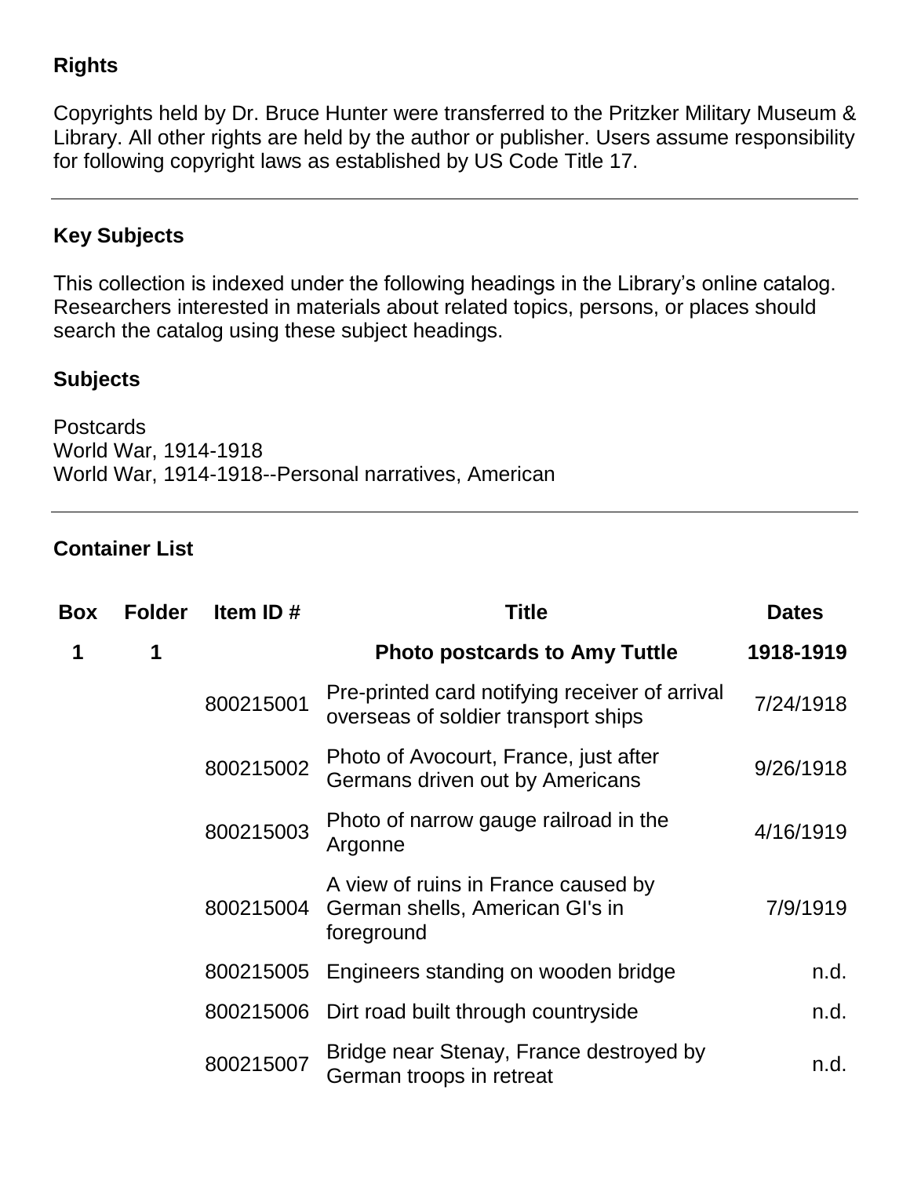## Rights

Copyrights held by Dr. Bruce Hunter were transferred to the Pritzker Military Museum & Library. All other rights are held by the author or publisher. Users assume responsibility for following copyright laws as established by US Code Title 17.

---

## Key Subjects

This collection is indexed under the following headings in the Library's online catalog. Researchers interested in materials about related topics, persons, or places should search the catalog using these subject headings.

### Subjects

Postcards
World War, 1914-1918
World War, 1914-1918--Personal narratives, American

---

## Container List

| Box | Folder | Item ID # | Title | Dates |
|---|---|---|---|---|
| **1** | **1** | | **Photo postcards to Amy Tuttle** | **1918-1919** |
| | | 800215001 | Pre-printed card notifying receiver of arrival overseas of soldier transport ships | 7/24/1918 |
| | | 800215002 | Photo of Avocourt, France, just after Germans driven out by Americans | 9/26/1918 |
| | | 800215003 | Photo of narrow gauge railroad in the Argonne | 4/16/1919 |
| | | 800215004 | A view of ruins in France caused by German shells, American GI's in foreground | 7/9/1919 |
| | | 800215005 | Engineers standing on wooden bridge | n.d. |
| | | 800215006 | Dirt road built through countryside | n.d. |
| | | 800215007 | Bridge near Stenay, France destroyed by German troops in retreat | n.d. |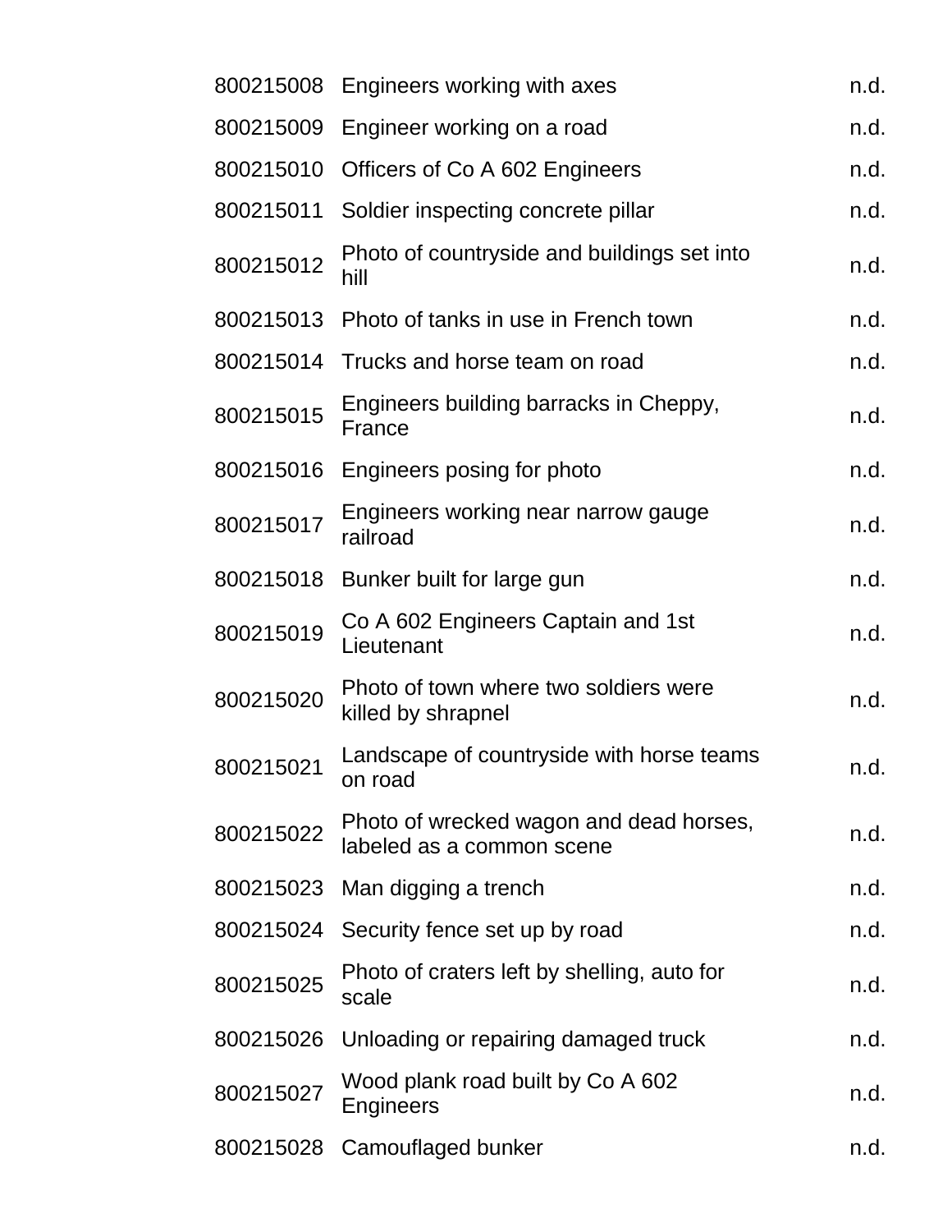| | | |
|---|---|---|
| 800215008 | Engineers working with axes | n.d. |
| 800215009 | Engineer working on a road | n.d. |
| 800215010 | Officers of Co A 602 Engineers | n.d. |
| 800215011 | Soldier inspecting concrete pillar | n.d. |
| 800215012 | Photo of countryside and buildings set into hill | n.d. |
| 800215013 | Photo of tanks in use in French town | n.d. |
| 800215014 | Trucks and horse team on road | n.d. |
| 800215015 | Engineers building barracks in Cheppy, France | n.d. |
| 800215016 | Engineers posing for photo | n.d. |
| 800215017 | Engineers working near narrow gauge railroad | n.d. |
| 800215018 | Bunker built for large gun | n.d. |
| 800215019 | Co A 602 Engineers Captain and 1st Lieutenant | n.d. |
| 800215020 | Photo of town where two soldiers were killed by shrapnel | n.d. |
| 800215021 | Landscape of countryside with horse teams on road | n.d. |
| 800215022 | Photo of wrecked wagon and dead horses, labeled as a common scene | n.d. |
| 800215023 | Man digging a trench | n.d. |
| 800215024 | Security fence set up by road | n.d. |
| 800215025 | Photo of craters left by shelling, auto for scale | n.d. |
| 800215026 | Unloading or repairing damaged truck | n.d. |
| 800215027 | Wood plank road built by Co A 602 Engineers | n.d. |
| 800215028 | Camouflaged bunker | n.d. |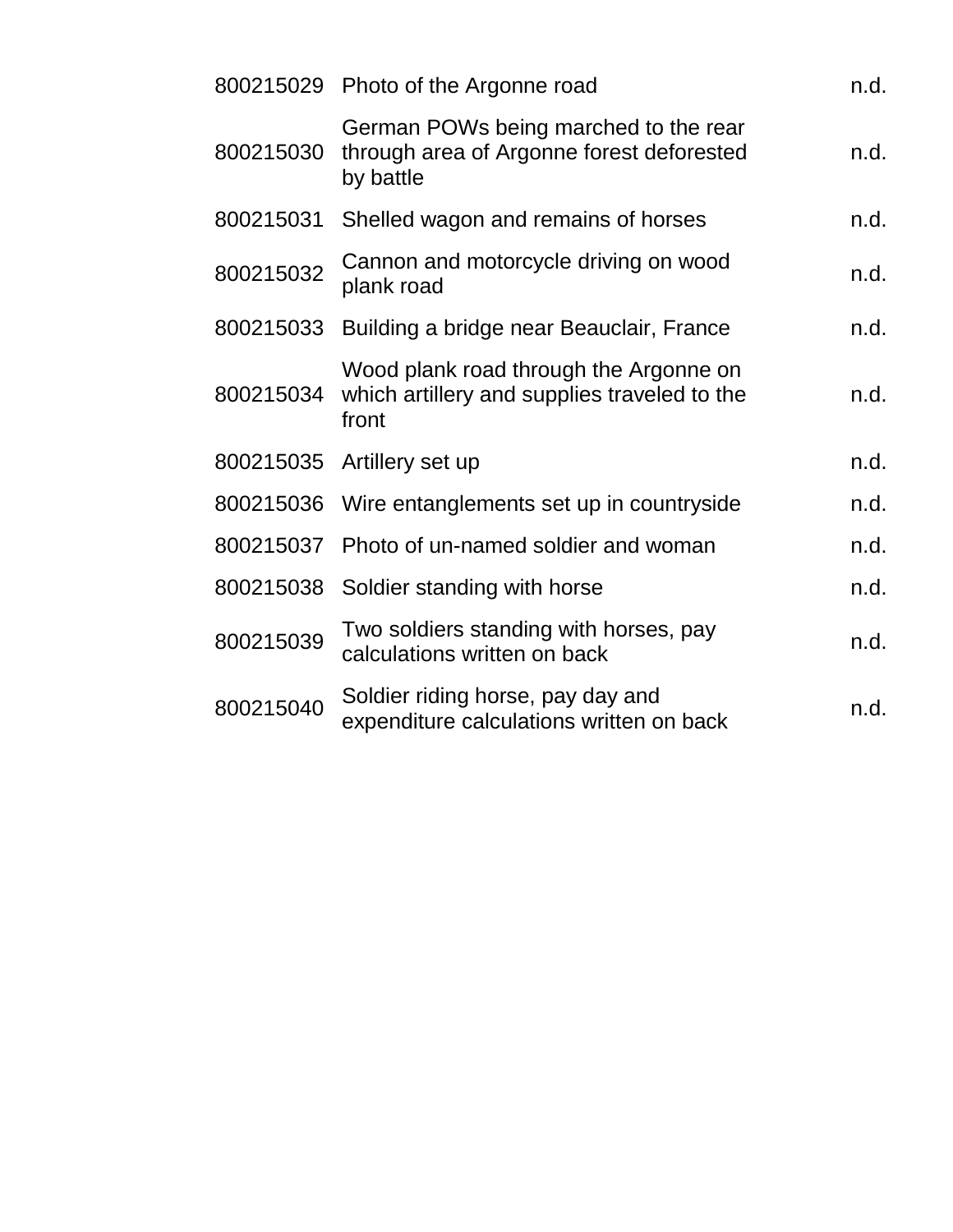| | | |
|---|---|---|
| 800215029 | Photo of the Argonne road | n.d. |
| 800215030 | German POWs being marched to the rear through area of Argonne forest deforested by battle | n.d. |
| 800215031 | Shelled wagon and remains of horses | n.d. |
| 800215032 | Cannon and motorcycle driving on wood plank road | n.d. |
| 800215033 | Building a bridge near Beauclair, France | n.d. |
| 800215034 | Wood plank road through the Argonne on which artillery and supplies traveled to the front | n.d. |
| 800215035 | Artillery set up | n.d. |
| 800215036 | Wire entanglements set up in countryside | n.d. |
| 800215037 | Photo of un-named soldier and woman | n.d. |
| 800215038 | Soldier standing with horse | n.d. |
| 800215039 | Two soldiers standing with horses, pay calculations written on back | n.d. |
| 800215040 | Soldier riding horse, pay day and expenditure calculations written on back | n.d. |